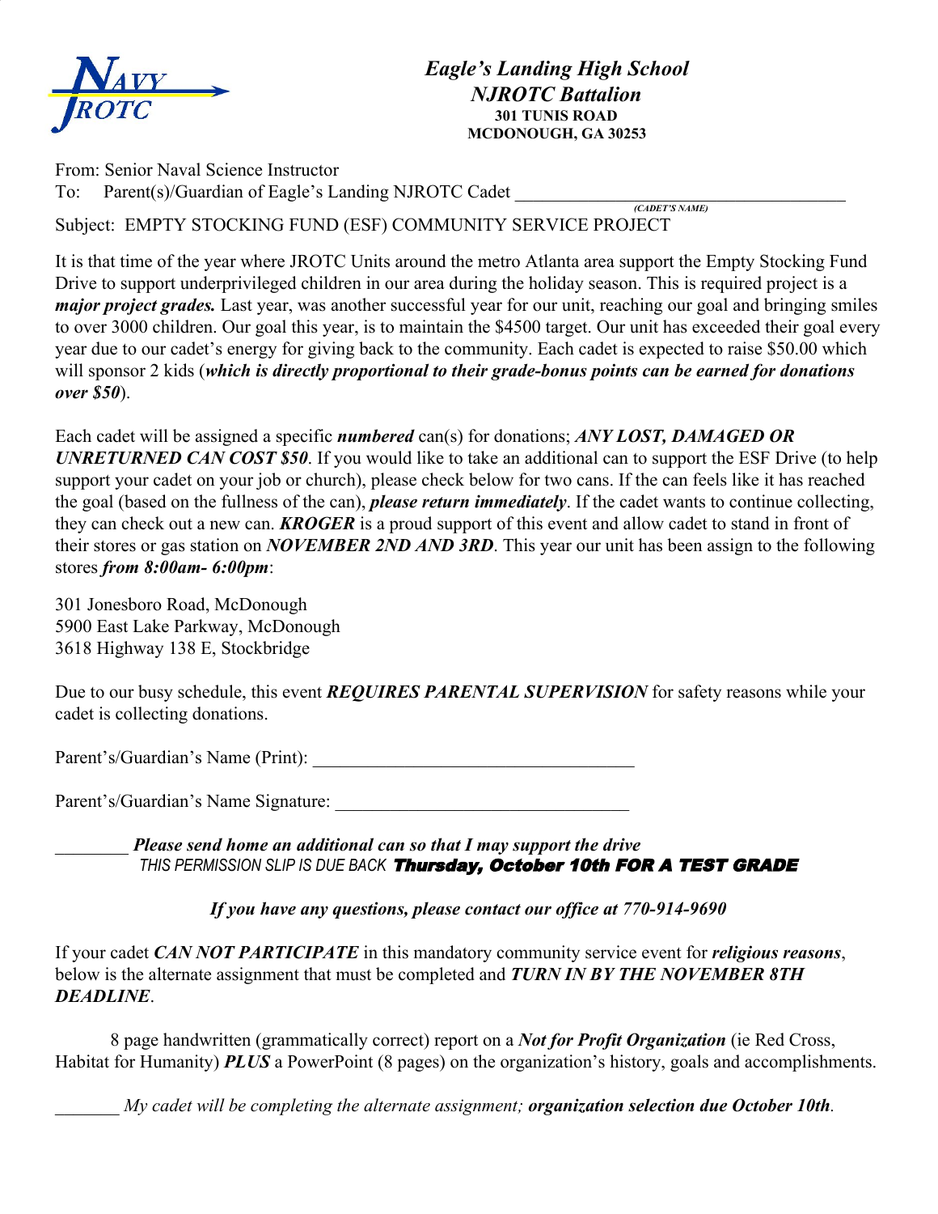NAVY JROTC

***Eagle's Landing High School***
***NJROTC Battalion***
**301 TUNIS ROAD**
**MCDONOUGH, GA 30253**

From: Senior Naval Science Instructor
To: Parent(s)/Guardian of Eagle's Landing NJROTC Cadet ______________________________________
***(CADET'S NAME)***
Subject: EMPTY STOCKING FUND (ESF) COMMUNITY SERVICE PROJECT

It is that time of the year where JROTC Units around the metro Atlanta area support the Empty Stocking Fund Drive to support underprivileged children in our area during the holiday season. This is required project is a ***major project grades.*** Last year, was another successful year for our unit, reaching our goal and bringing smiles to over 3000 children. Our goal this year, is to maintain the $4500 target. Our unit has exceeded their goal every year due to our cadet's energy for giving back to the community. Each cadet is expected to raise $50.00 which will sponsor 2 kids (***which is directly proportional to their grade-bonus points can be earned for donations over $50***).

Each cadet will be assigned a specific ***numbered*** can(s) for donations; ***ANY LOST, DAMAGED OR UNRETURNED CAN COST $50***. If you would like to take an additional can to support the ESF Drive (to help support your cadet on your job or church), please check below for two cans. If the can feels like it has reached the goal (based on the fullness of the can), ***please return immediately***. If the cadet wants to continue collecting, they can check out a new can. ***KROGER*** is a proud support of this event and allow cadet to stand in front of their stores or gas station on ***NOVEMBER 2ND AND 3RD***. This year our unit has been assign to the following stores ***from 8:00am- 6:00pm***:

301 Jonesboro Road, McDonough
5900 East Lake Parkway, McDonough
3618 Highway 138 E, Stockbridge

Due to our busy schedule, this event ***REQUIRES PARENTAL SUPERVISION*** for safety reasons while your cadet is collecting donations.

Parent's/Guardian's Name (Print): ___________________________________

Parent's/Guardian's Name Signature: ________________________________

________ ***Please send home an additional can so that I may support the drive***
*THIS PERMISSION SLIP IS DUE BACK* ***Thursday, October 10th FOR A TEST GRADE***

***If you have any questions, please contact our office at 770-914-9690***

If your cadet ***CAN NOT PARTICIPATE*** in this mandatory community service event for ***religious reasons***, below is the alternate assignment that must be completed and ***TURN IN BY THE NOVEMBER 8TH DEADLINE***.

8 page handwritten (grammatically correct) report on a ***Not for Profit Organization*** (ie Red Cross, Habitat for Humanity) ***PLUS*** a PowerPoint (8 pages) on the organization's history, goals and accomplishments.

_______ *My cadet will be completing the alternate assignment;* ***organization selection due October 10th***.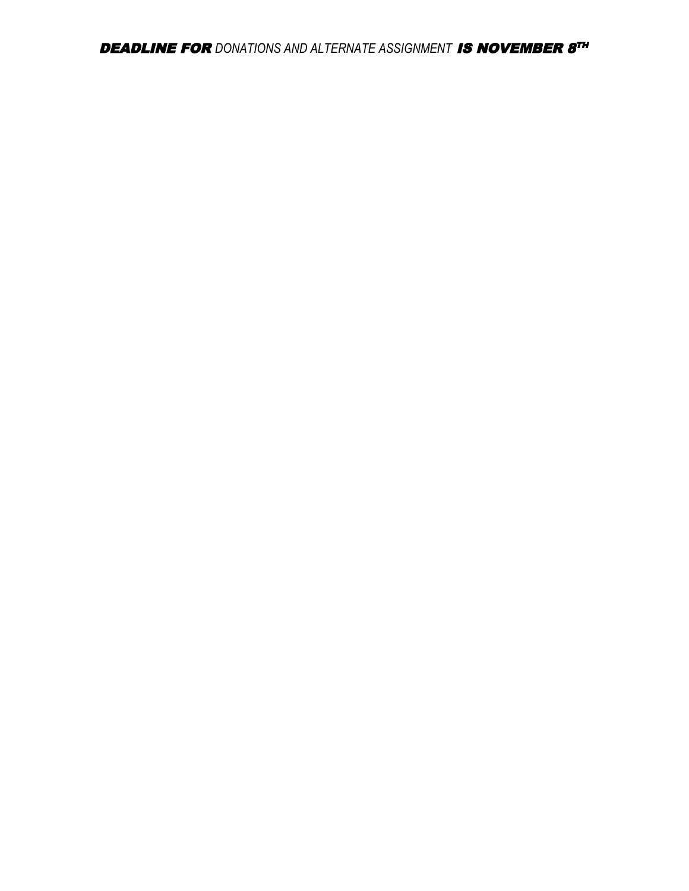***DEADLINE FOR*** *DONATIONS AND ALTERNATE ASSIGNMENT* ***IS NOVEMBER 8TH***